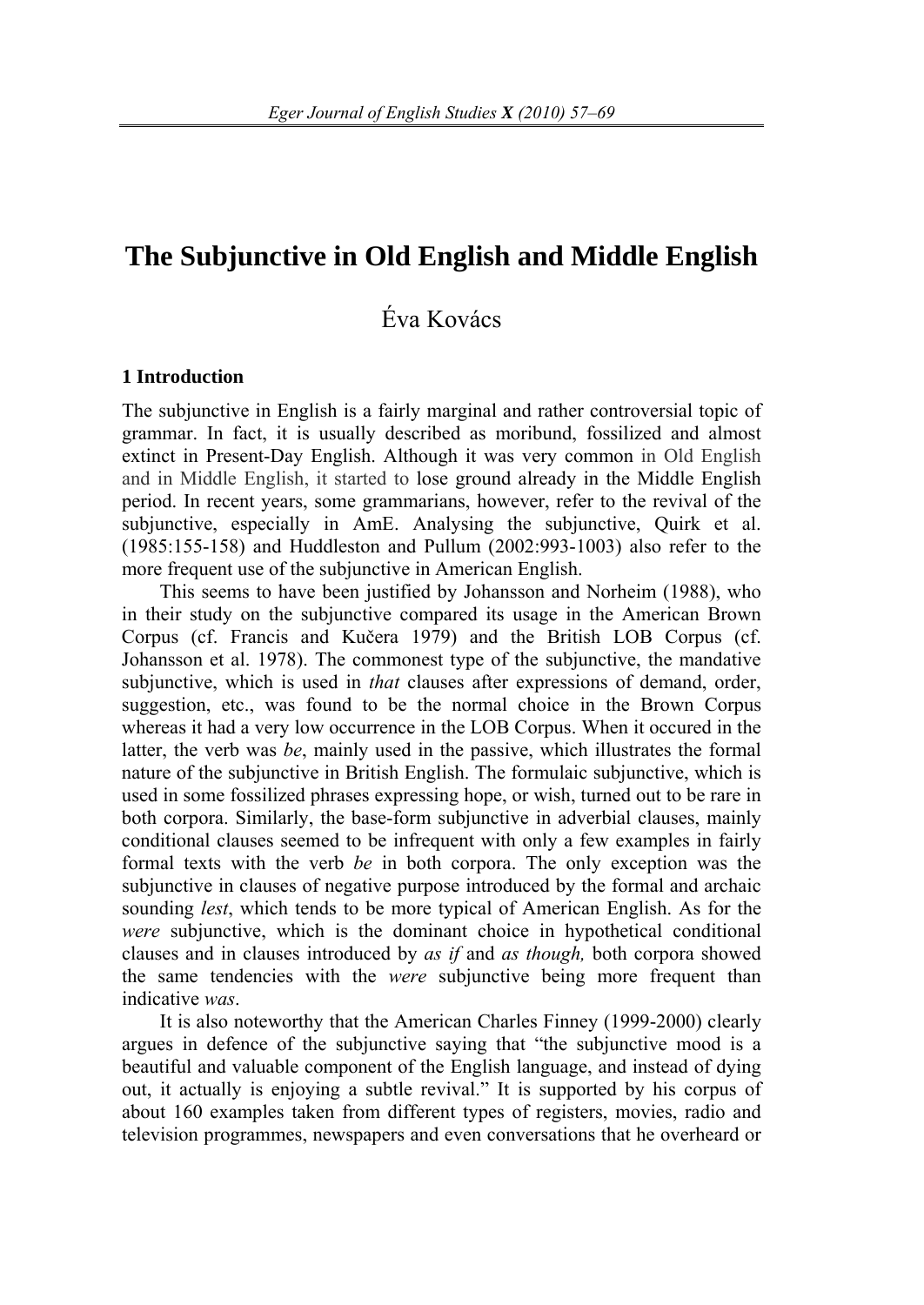# The Subjunctive in Old English and Middle English

Éva Kovács

## 1 Introduction

The subjunctive in English is a fairly marginal and rather controversial topic of grammar. In fact, it is usually described as moribund, fossilized and almost extinct in Present-Day English. Although it was very common in Old English and in Middle English, it started to lose ground already in the Middle English period. In recent years, some grammarians, however, refer to the revival of the subjunctive, especially in AmE. Analysing the subjunctive, Quirk et al. (1985:155-158) and Huddleston and Pullum (2002:993-1003) also refer to the more frequent use of the subjunctive in American English.

This seems to have been justified by Johansson and Norheim (1988), who in their study on the subjunctive compared its usage in the American Brown Corpus (cf. Francis and Kučera 1979) and the British LOB Corpus (cf. Johansson et al. 1978). The commonest type of the subjunctive, the mandative subjunctive, which is used in *that* clauses after expressions of demand, order, suggestion, etc., was found to be the normal choice in the Brown Corpus whereas it had a very low occurrence in the LOB Corpus. When it occured in the latter, the verb was *be*, mainly used in the passive, which illustrates the formal nature of the subjunctive in British English. The formulaic subjunctive, which is used in some fossilized phrases expressing hope, or wish, turned out to be rare in both corpora. Similarly, the base-form subjunctive in adverbial clauses, mainly conditional clauses seemed to be infrequent with only a few examples in fairly formal texts with the verb *be* in both corpora. The only exception was the subjunctive in clauses of negative purpose introduced by the formal and archaic sounding *lest*, which tends to be more typical of American English. As for the *were* subjunctive, which is the dominant choice in hypothetical conditional clauses and in clauses introduced by *as if* and *as though,* both corpora showed the same tendencies with the *were* subjunctive being more frequent than indicative *was*.

It is also noteworthy that the American Charles Finney (1999-2000) clearly argues in defence of the subjunctive saying that "the subjunctive mood is a beautiful and valuable component of the English language, and instead of dying out, it actually is enjoying a subtle revival." It is supported by his corpus of about 160 examples taken from different types of registers, movies, radio and television programmes, newspapers and even conversations that he overheard or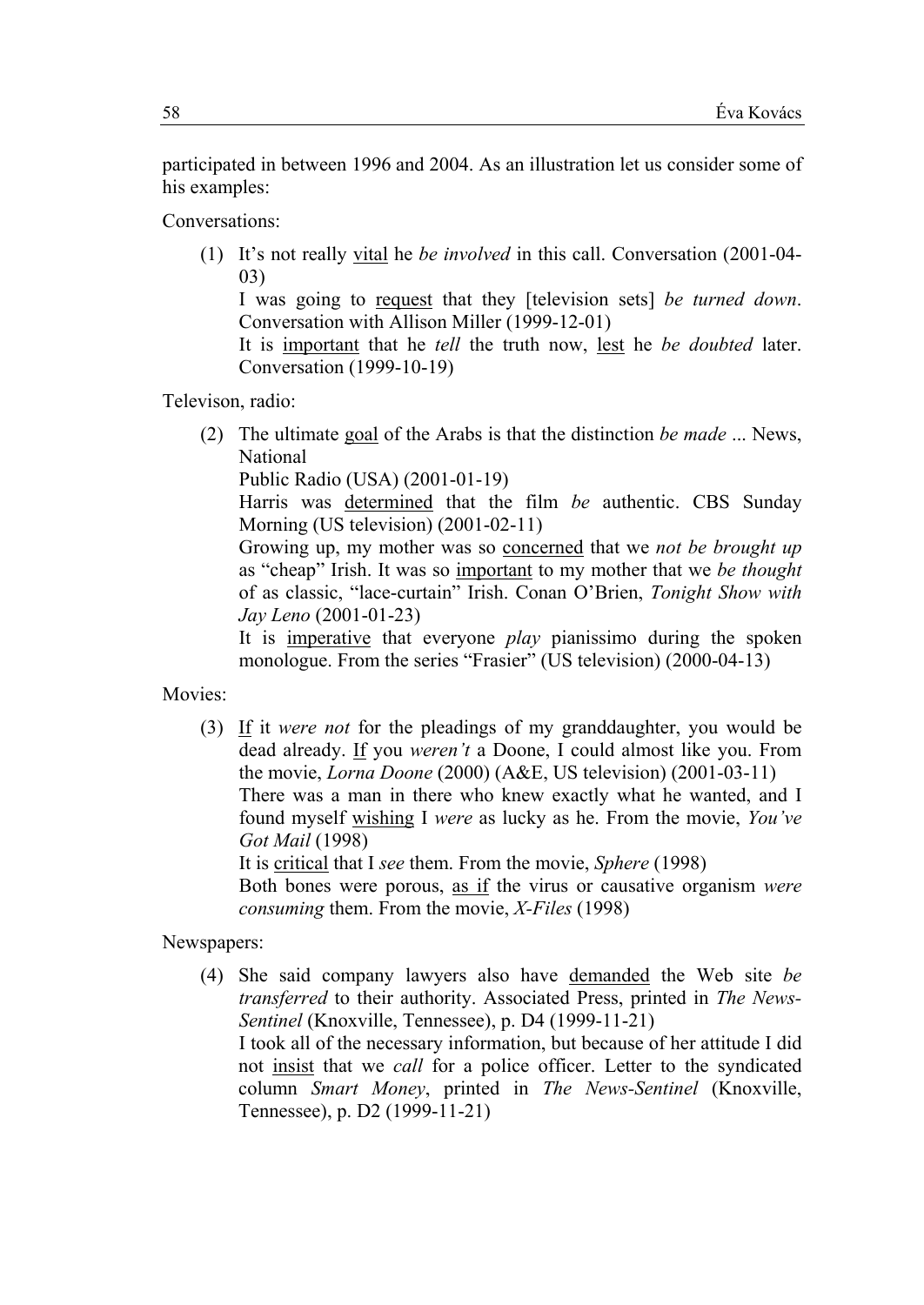participated in between 1996 and 2004. As an illustration let us consider some of his examples:

Conversations:

(1) It's not really <u>vital</u> he *be involved* in this call. Conversation (2001-04-03)
I was going to <u>request</u> that they [television sets] *be turned down*. Conversation with Allison Miller (1999-12-01)
It is <u>important</u> that he *tell* the truth now, <u>lest</u> he *be doubted* later. Conversation (1999-10-19)

Televison, radio:

(2) The ultimate <u>goal</u> of the Arabs is that the distinction *be made* ... News, National
Public Radio (USA) (2001-01-19)
Harris was <u>determined</u> that the film *be* authentic. CBS Sunday Morning (US television) (2001-02-11)
Growing up, my mother was so <u>concerned</u> that we *not be brought up* as "cheap" Irish. It was so <u>important</u> to my mother that we *be thought* of as classic, "lace-curtain" Irish. Conan O'Brien, *Tonight Show with Jay Leno* (2001-01-23)
It is <u>imperative</u> that everyone *play* pianissimo during the spoken monologue. From the series "Frasier" (US television) (2000-04-13)

Movies:

(3) <u>If</u> it *were not* for the pleadings of my granddaughter, you would be dead already. <u>If</u> you *weren't* a Doone, I could almost like you. From the movie, *Lorna Doone* (2000) (A&E, US television) (2001-03-11)
There was a man in there who knew exactly what he wanted, and I found myself <u>wishing</u> I *were* as lucky as he. From the movie, *You've Got Mail* (1998)
It is <u>critical</u> that I *see* them. From the movie, *Sphere* (1998)
Both bones were porous, <u>as if</u> the virus or causative organism *were consuming* them. From the movie, *X-Files* (1998)

Newspapers:

(4) She said company lawyers also have <u>demanded</u> the Web site *be transferred* to their authority. Associated Press, printed in *The News-Sentinel* (Knoxville, Tennessee), p. D4 (1999-11-21)
I took all of the necessary information, but because of her attitude I did not <u>insist</u> that we *call* for a police officer. Letter to the syndicated column *Smart Money*, printed in *The News-Sentinel* (Knoxville, Tennessee), p. D2 (1999-11-21)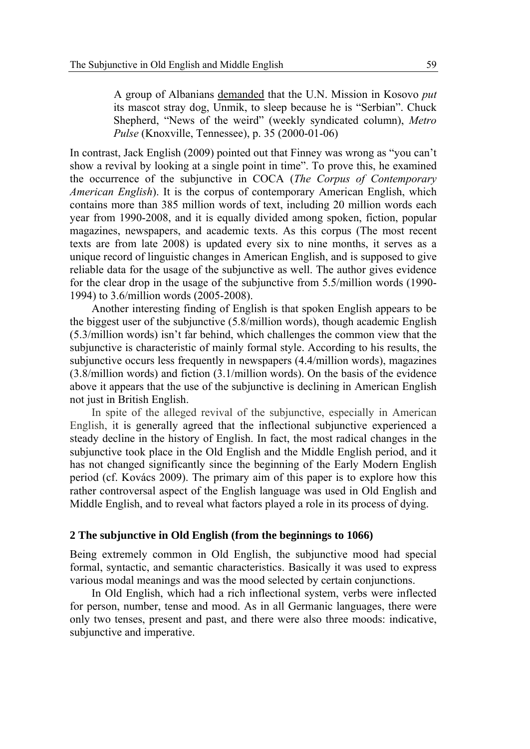> A group of Albanians <u>demanded</u> that the U.N. Mission in Kosovo *put* its mascot stray dog, Unmik, to sleep because he is "Serbian". Chuck Shepherd, "News of the weird" (weekly syndicated column), *Metro Pulse* (Knoxville, Tennessee), p. 35 (2000-01-06)

In contrast, Jack English (2009) pointed out that Finney was wrong as "you can't show a revival by looking at a single point in time". To prove this, he examined the occurrence of the subjunctive in COCA (*The Corpus of Contemporary American English*). It is the corpus of contemporary American English, which contains more than 385 million words of text, including 20 million words each year from 1990-2008, and it is equally divided among spoken, fiction, popular magazines, newspapers, and academic texts. As this corpus (The most recent texts are from late 2008) is updated every six to nine months, it serves as a unique record of linguistic changes in American English, and is supposed to give reliable data for the usage of the subjunctive as well. The author gives evidence for the clear drop in the usage of the subjunctive from 5.5/million words (1990-1994) to 3.6/million words (2005-2008).

Another interesting finding of English is that spoken English appears to be the biggest user of the subjunctive (5.8/million words), though academic English (5.3/million words) isn't far behind, which challenges the common view that the subjunctive is characteristic of mainly formal style. According to his results, the subjunctive occurs less frequently in newspapers (4.4/million words), magazines (3.8/million words) and fiction (3.1/million words). On the basis of the evidence above it appears that the use of the subjunctive is declining in American English not just in British English.

In spite of the alleged revival of the subjunctive, especially in American English, it is generally agreed that the inflectional subjunctive experienced a steady decline in the history of English. In fact, the most radical changes in the subjunctive took place in the Old English and the Middle English period, and it has not changed significantly since the beginning of the Early Modern English period (cf. Kovács 2009). The primary aim of this paper is to explore how this rather controversal aspect of the English language was used in Old English and Middle English, and to reveal what factors played a role in its process of dying.

## 2 The subjunctive in Old English (from the beginnings to 1066)

Being extremely common in Old English, the subjunctive mood had special formal, syntactic, and semantic characteristics. Basically it was used to express various modal meanings and was the mood selected by certain conjunctions.

In Old English, which had a rich inflectional system, verbs were inflected for person, number, tense and mood. As in all Germanic languages, there were only two tenses, present and past, and there were also three moods: indicative, subjunctive and imperative.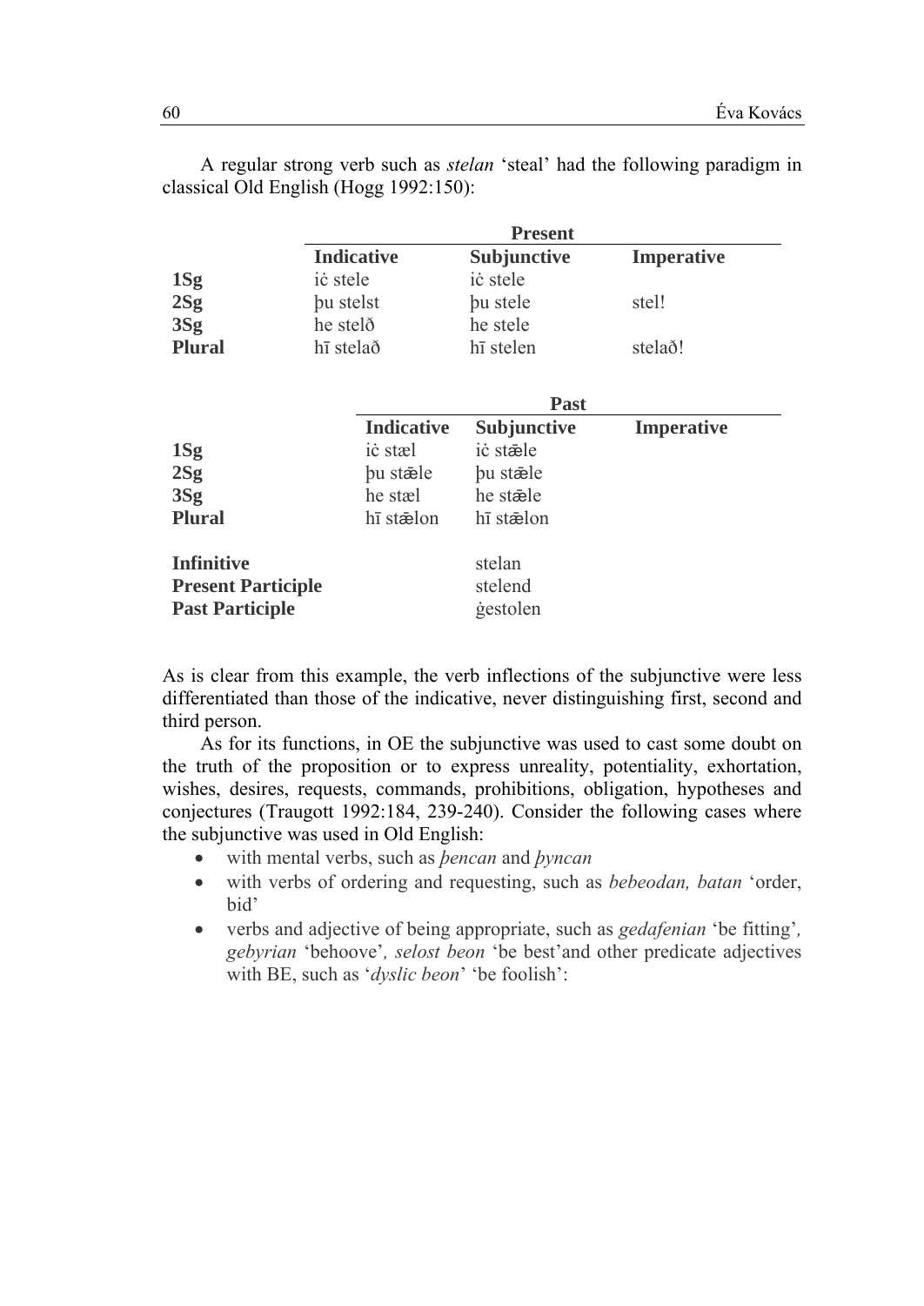A regular strong verb such as *stelan* 'steal' had the following paradigm in classical Old English (Hogg 1992:150):

| | Present | | |
|---|---|---|---|
| | **Indicative** | **Subjunctive** | **Imperative** |
| **1Sg** | iċ stele | iċ stele | |
| **2Sg** | þu stelst | þu stele | stel! |
| **3Sg** | he stelð | he stele | |
| **Plural** | hī stelað | hī stelen | stelað! |

| | Past | | |
|---|---|---|---|
| | **Indicative** | **Subjunctive** | **Imperative** |
| **1Sg** | iċ stæl | iċ stǣle | |
| **2Sg** | þu stǣle | þu stǣle | |
| **3Sg** | he stæl | he stǣle | |
| **Plural** | hī stǣlon | hī stǣlon | |

| | |
|---|---|
| **Infinitive** | stelan |
| **Present Participle** | stelend |
| **Past Participle** | ġestolen |

As is clear from this example, the verb inflections of the subjunctive were less differentiated than those of the indicative, never distinguishing first, second and third person.

As for its functions, in OE the subjunctive was used to cast some doubt on the truth of the proposition or to express unreality, potentiality, exhortation, wishes, desires, requests, commands, prohibitions, obligation, hypotheses and conjectures (Traugott 1992:184, 239-240). Consider the following cases where the subjunctive was used in Old English:

- with mental verbs, such as *þencan* and *þyncan*
- with verbs of ordering and requesting, such as *bebeodan, batan* 'order, bid'
- verbs and adjective of being appropriate, such as *gedafenian* 'be fitting', *gebyrian* 'behoove', *selost beon* 'be best'and other predicate adjectives with BE, such as '*dyslic beon*' 'be foolish':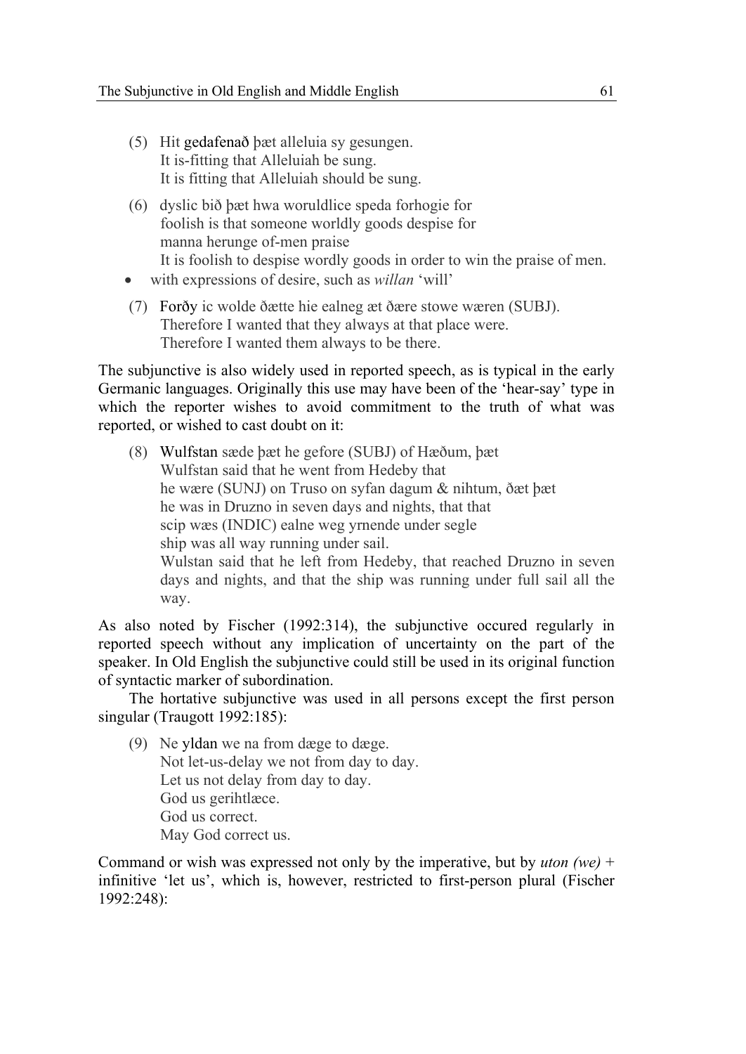(5) Hit gedafenað þæt alleluia sy gesungen.
It is-fitting that Alleluiah be sung.
It is fitting that Alleluiah should be sung.

(6) dyslic bið þæt hwa woruldlice speda forhogie for
foolish is that someone worldly goods despise for
manna herunge of-men praise
It is foolish to despise wordly goods in order to win the praise of men.

- with expressions of desire, such as *willan* 'will'

(7) Forðy ic wolde ðætte hie ealneg æt ðære stowe wæren (SUBJ).
Therefore I wanted that they always at that place were.
Therefore I wanted them always to be there.

The subjunctive is also widely used in reported speech, as is typical in the early Germanic languages. Originally this use may have been of the 'hear-say' type in which the reporter wishes to avoid commitment to the truth of what was reported, or wished to cast doubt on it:

(8) Wulfstan sæde þæt he gefore (SUBJ) of Hæðum, þæt
Wulfstan said that he went from Hedeby that
he wære (SUNJ) on Truso on syfan dagum & nihtum, ðæt þæt
he was in Druzno in seven days and nights, that that
scip wæs (INDIC) ealne weg yrnende under segle
ship was all way running under sail.
Wulstan said that he left from Hedeby, that reached Druzno in seven days and nights, and that the ship was running under full sail all the way.

As also noted by Fischer (1992:314), the subjunctive occured regularly in reported speech without any implication of uncertainty on the part of the speaker. In Old English the subjunctive could still be used in its original function of syntactic marker of subordination.

The hortative subjunctive was used in all persons except the first person singular (Traugott 1992:185):

(9) Ne yldan we na from dæge to dæge.
Not let-us-delay we not from day to day.
Let us not delay from day to day.
God us gerihtlæce.
God us correct.
May God correct us.

Command or wish was expressed not only by the imperative, but by *uton (we)* + infinitive 'let us', which is, however, restricted to first-person plural (Fischer 1992:248):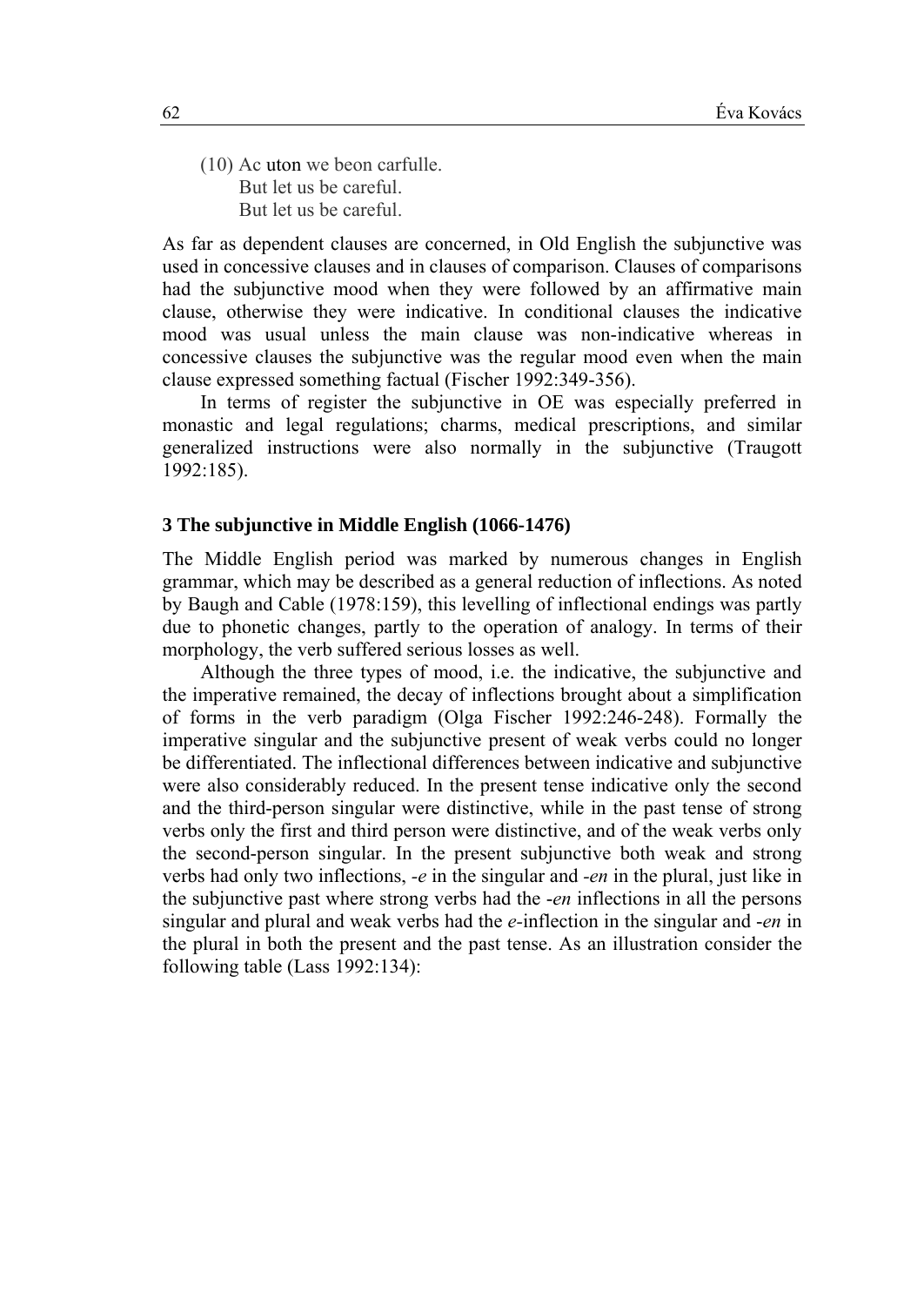(10) Ac uton we beon carfulle.  
But let us be careful.  
But let us be careful.

As far as dependent clauses are concerned, in Old English the subjunctive was used in concessive clauses and in clauses of comparison. Clauses of comparisons had the subjunctive mood when they were followed by an affirmative main clause, otherwise they were indicative. In conditional clauses the indicative mood was usual unless the main clause was non-indicative whereas in concessive clauses the subjunctive was the regular mood even when the main clause expressed something factual (Fischer 1992:349-356).

In terms of register the subjunctive in OE was especially preferred in monastic and legal regulations; charms, medical prescriptions, and similar generalized instructions were also normally in the subjunctive (Traugott 1992:185).

### 3 The subjunctive in Middle English (1066-1476)

The Middle English period was marked by numerous changes in English grammar, which may be described as a general reduction of inflections. As noted by Baugh and Cable (1978:159), this levelling of inflectional endings was partly due to phonetic changes, partly to the operation of analogy. In terms of their morphology, the verb suffered serious losses as well.

Although the three types of mood, i.e. the indicative, the subjunctive and the imperative remained, the decay of inflections brought about a simplification of forms in the verb paradigm (Olga Fischer 1992:246-248). Formally the imperative singular and the subjunctive present of weak verbs could no longer be differentiated. The inflectional differences between indicative and subjunctive were also considerably reduced. In the present tense indicative only the second and the third-person singular were distinctive, while in the past tense of strong verbs only the first and third person were distinctive, and of the weak verbs only the second-person singular. In the present subjunctive both weak and strong verbs had only two inflections, *-e* in the singular and *-en* in the plural, just like in the subjunctive past where strong verbs had the *-en* inflections in all the persons singular and plural and weak verbs had the *e*-inflection in the singular and *-en* in the plural in both the present and the past tense. As an illustration consider the following table (Lass 1992:134):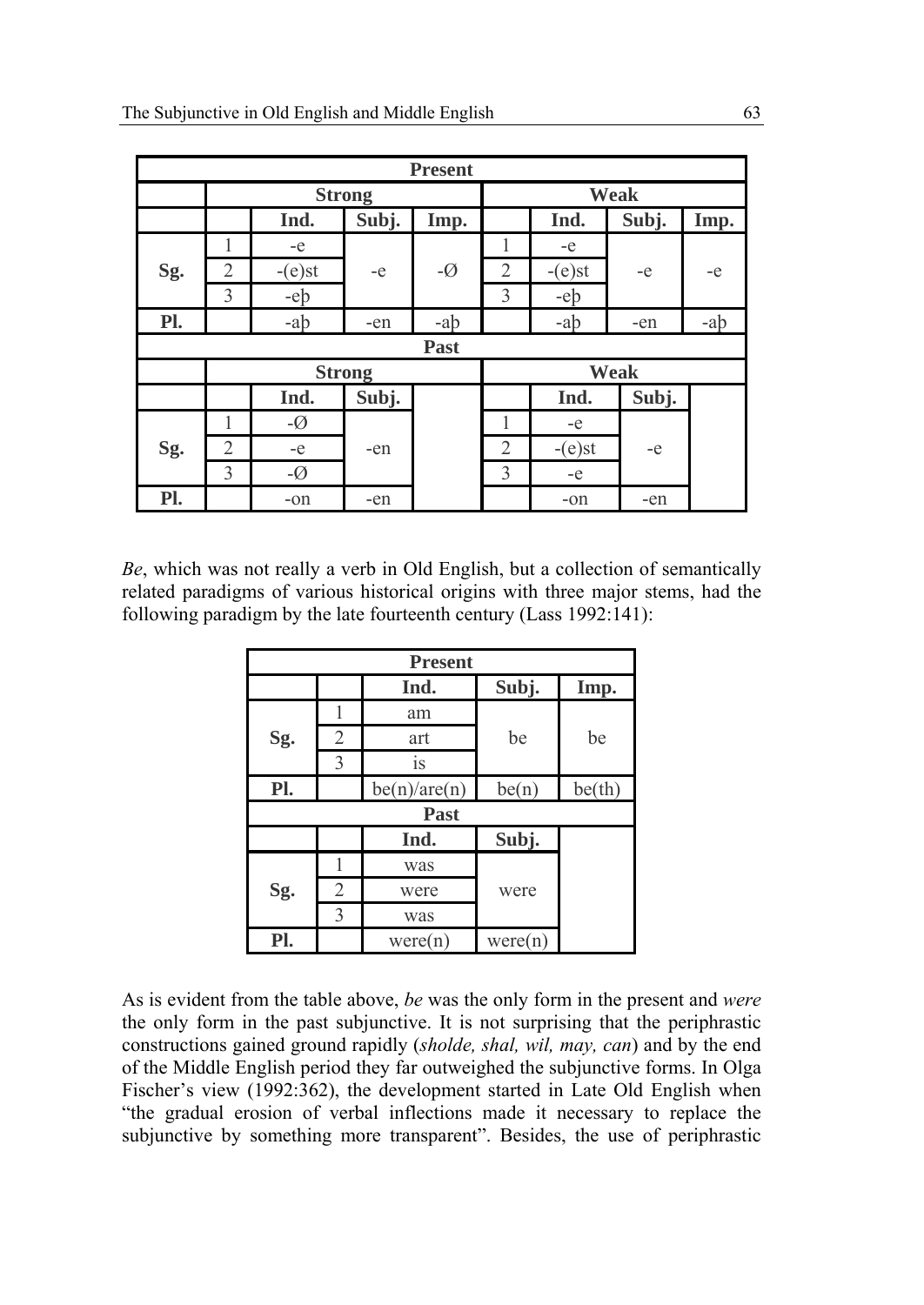| Present | | | | | | | | |
|---|---|---|---|---|---|---|---|---|
| | Strong | | | | Weak | | | |
| | | Ind. | Subj. | Imp. | | Ind. | Subj. | Imp. |
| Sg. | 1 | -e | -e | -Ø | 1 | -e | -e | -e |
| | 2 | -(e)st | | | 2 | -(e)st | | |
| | 3 | -eþ | | | 3 | -eþ | | |
| Pl. | | -aþ | -en | -aþ | | -aþ | -en | -aþ |
| **Past** | | | | | | | | |
| | Strong | | | | Weak | | | |
| | | Ind. | Subj. | | | Ind. | Subj. | |
| Sg. | 1 | -Ø | -en | | 1 | -e | -e | |
| | 2 | -e | | | 2 | -(e)st | | |
| | 3 | -Ø | | | 3 | -e | | |
| Pl. | | -on | -en | | | -on | -en | |

*Be*, which was not really a verb in Old English, but a collection of semantically related paradigms of various historical origins with three major stems, had the following paradigm by the late fourteenth century (Lass 1992:141):

| Present | | | | |
|---|---|---|---|---|
| | | Ind. | Subj. | Imp. |
| Sg. | 1 | am | be | be |
| | 2 | art | | |
| | 3 | is | | |
| Pl. | | be(n)/are(n) | be(n) | be(th) |
| **Past** | | | | |
| | | Ind. | Subj. | |
| Sg. | 1 | was | were | |
| | 2 | were | | |
| | 3 | was | | |
| Pl. | | were(n) | were(n) | |

As is evident from the table above, *be* was the only form in the present and *were* the only form in the past subjunctive. It is not surprising that the periphrastic constructions gained ground rapidly (*sholde, shal, wil, may, can*) and by the end of the Middle English period they far outweighed the subjunctive forms. In Olga Fischer's view (1992:362), the development started in Late Old English when "the gradual erosion of verbal inflections made it necessary to replace the subjunctive by something more transparent". Besides, the use of periphrastic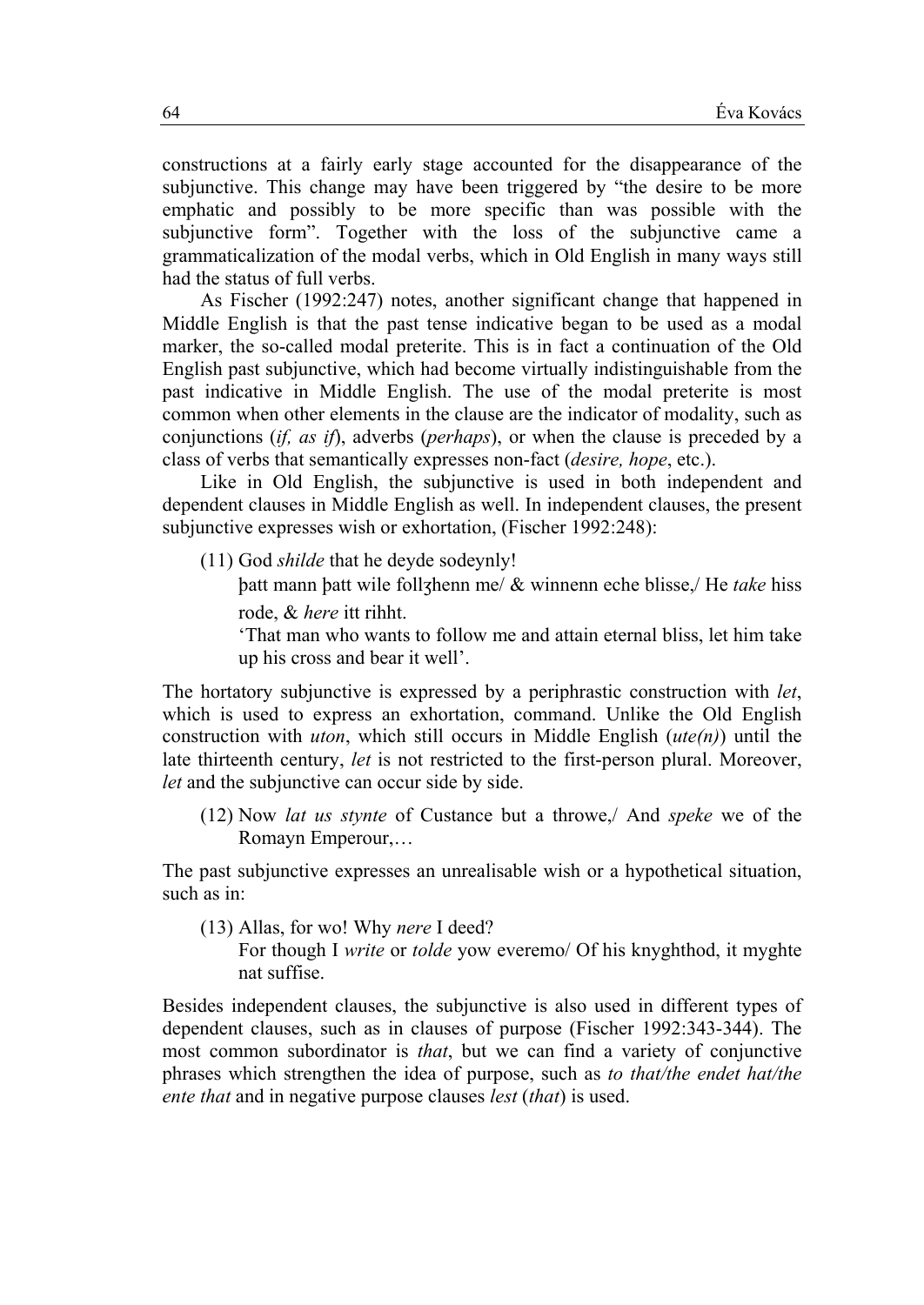constructions at a fairly early stage accounted for the disappearance of the subjunctive. This change may have been triggered by "the desire to be more emphatic and possibly to be more specific than was possible with the subjunctive form". Together with the loss of the subjunctive came a grammaticalization of the modal verbs, which in Old English in many ways still had the status of full verbs.

As Fischer (1992:247) notes, another significant change that happened in Middle English is that the past tense indicative began to be used as a modal marker, the so-called modal preterite. This is in fact a continuation of the Old English past subjunctive, which had become virtually indistinguishable from the past indicative in Middle English. The use of the modal preterite is most common when other elements in the clause are the indicator of modality, such as conjunctions (*if, as if*), adverbs (*perhaps*), or when the clause is preceded by a class of verbs that semantically expresses non-fact (*desire, hope*, etc.).

Like in Old English, the subjunctive is used in both independent and dependent clauses in Middle English as well. In independent clauses, the present subjunctive expresses wish or exhortation, (Fischer 1992:248):

(11) God *shilde* that he deyde sodeynly!
þatt mann þatt wile follʒhenn me/ & winnenn eche blisse,/ He *take* hiss rode, & *here* itt rihht.
'That man who wants to follow me and attain eternal bliss, let him take up his cross and bear it well'.

The hortatory subjunctive is expressed by a periphrastic construction with *let*, which is used to express an exhortation, command. Unlike the Old English construction with *uton*, which still occurs in Middle English (*ute(n)*) until the late thirteenth century, *let* is not restricted to the first-person plural. Moreover, *let* and the subjunctive can occur side by side.

(12) Now *lat us stynte* of Custance but a throwe,/ And *speke* we of the Romayn Emperour,…

The past subjunctive expresses an unrealisable wish or a hypothetical situation, such as in:

(13) Allas, for wo! Why *nere* I deed?
For though I *write* or *tolde* yow everemo/ Of his knyghthod, it myghte nat suffise.

Besides independent clauses, the subjunctive is also used in different types of dependent clauses, such as in clauses of purpose (Fischer 1992:343-344). The most common subordinator is *that*, but we can find a variety of conjunctive phrases which strengthen the idea of purpose, such as *to that/the endet hat/the ente that* and in negative purpose clauses *lest* (*that*) is used.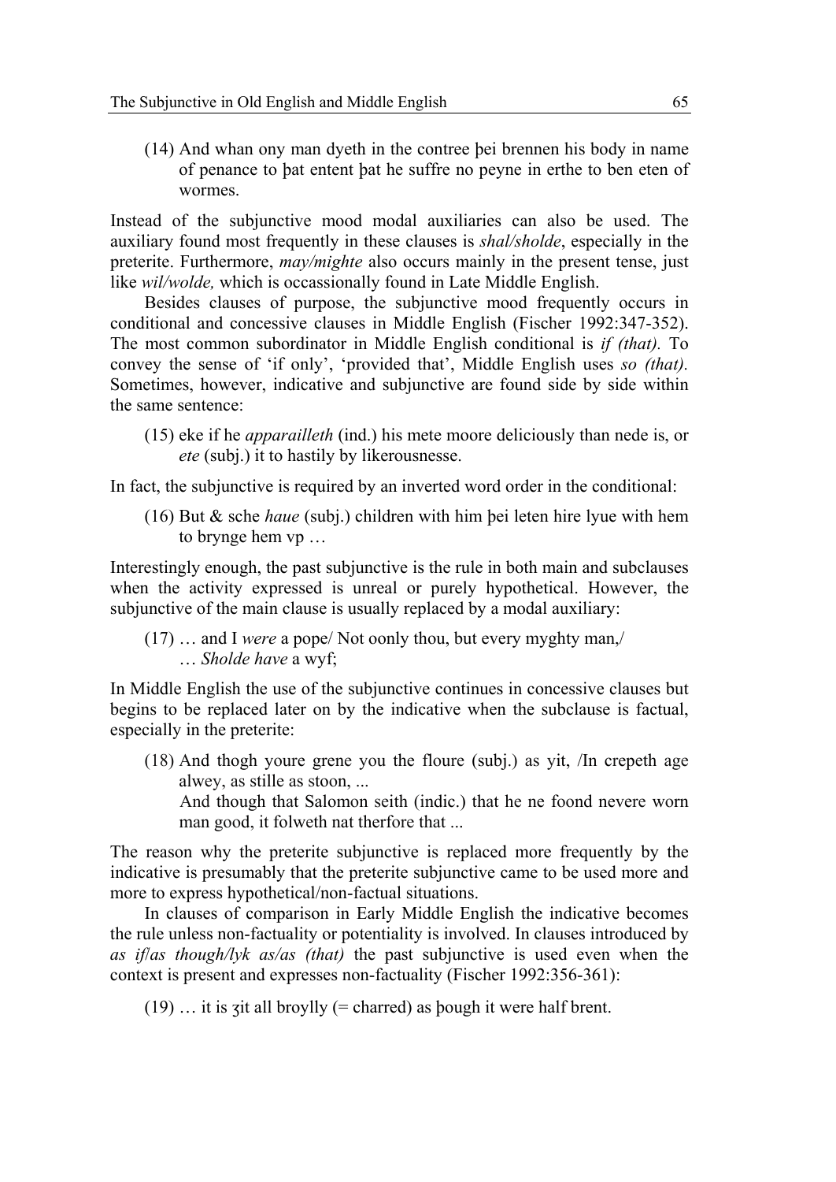(14) And whan ony man dyeth in the contree þei brennen his body in name of penance to þat entent þat he suffre no peyne in erthe to ben eten of wormes.

Instead of the subjunctive mood modal auxiliaries can also be used. The auxiliary found most frequently in these clauses is *shal/sholde*, especially in the preterite. Furthermore, *may/mighte* also occurs mainly in the present tense, just like *wil/wolde,* which is occassionally found in Late Middle English.

Besides clauses of purpose, the subjunctive mood frequently occurs in conditional and concessive clauses in Middle English (Fischer 1992:347-352). The most common subordinator in Middle English conditional is *if (that).* To convey the sense of 'if only', 'provided that', Middle English uses *so (that).* Sometimes, however, indicative and subjunctive are found side by side within the same sentence:

(15) eke if he *apparailleth* (ind.) his mete moore deliciously than nede is, or *ete* (subj.) it to hastily by likerousnesse.

In fact, the subjunctive is required by an inverted word order in the conditional:

(16) But & sche *haue* (subj.) children with him þei leten hire lyue with hem to brynge hem vp …

Interestingly enough, the past subjunctive is the rule in both main and subclauses when the activity expressed is unreal or purely hypothetical. However, the subjunctive of the main clause is usually replaced by a modal auxiliary:

(17) … and I *were* a pope/ Not oonly thou, but every myghty man,/
… *Sholde have* a wyf;

In Middle English the use of the subjunctive continues in concessive clauses but begins to be replaced later on by the indicative when the subclause is factual, especially in the preterite:

(18) And thogh youre grene you the floure (subj.) as yit, /In crepeth age alwey, as stille as stoon, ...
And though that Salomon seith (indic.) that he ne foond nevere worn man good, it folweth nat therfore that ...

The reason why the preterite subjunctive is replaced more frequently by the indicative is presumably that the preterite subjunctive came to be used more and more to express hypothetical/non-factual situations.

In clauses of comparison in Early Middle English the indicative becomes the rule unless non-factuality or potentiality is involved. In clauses introduced by *as if/as though/lyk as/as (that)* the past subjunctive is used even when the context is present and expresses non-factuality (Fischer 1992:356-361):

(19) … it is ʒit all broylly (= charred) as þough it were half brent.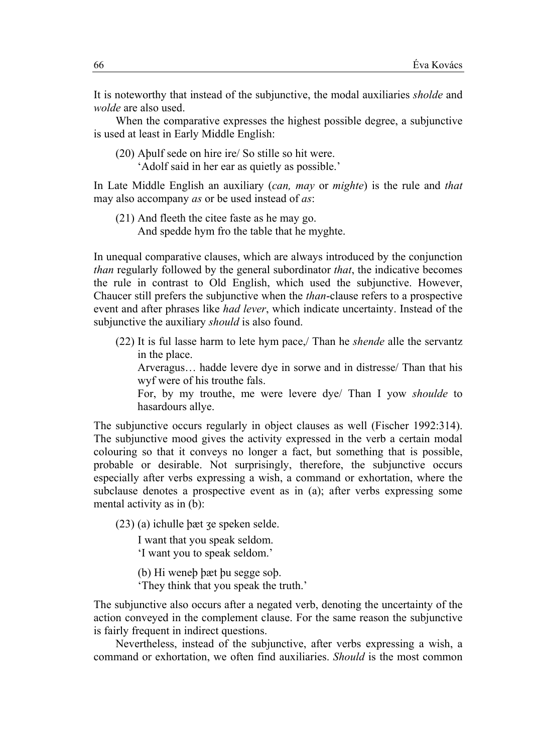It is noteworthy that instead of the subjunctive, the modal auxiliaries *sholde* and *wolde* are also used.

When the comparative expresses the highest possible degree, a subjunctive is used at least in Early Middle English:

(20) Aþulf sede on hire ire/ So stille so hit were.
'Adolf said in her ear as quietly as possible.'

In Late Middle English an auxiliary (*can, may* or *mighte*) is the rule and *that* may also accompany *as* or be used instead of *as*:

(21) And fleeth the citee faste as he may go.
And spedde hym fro the table that he myghte.

In unequal comparative clauses, which are always introduced by the conjunction *than* regularly followed by the general subordinator *that*, the indicative becomes the rule in contrast to Old English, which used the subjunctive. However, Chaucer still prefers the subjunctive when the *than*-clause refers to a prospective event and after phrases like *had lever*, which indicate uncertainty. Instead of the subjunctive the auxiliary *should* is also found.

(22) It is ful lasse harm to lete hym pace,/ Than he *shende* alle the servantz in the place.
Arveragus… hadde levere dye in sorwe and in distresse/ Than that his wyf were of his trouthe fals.
For, by my trouthe, me were levere dye/ Than I yow *shoulde* to hasardours allye.

The subjunctive occurs regularly in object clauses as well (Fischer 1992:314). The subjunctive mood gives the activity expressed in the verb a certain modal colouring so that it conveys no longer a fact, but something that is possible, probable or desirable. Not surprisingly, therefore, the subjunctive occurs especially after verbs expressing a wish, a command or exhortation, where the subclause denotes a prospective event as in (a); after verbs expressing some mental activity as in (b):

(23) (a) ichulle þæt ʒe speken selde.
I want that you speak seldom.
'I want you to speak seldom.'

(b) Hi weneþ þæt þu segge soþ.
'They think that you speak the truth.'

The subjunctive also occurs after a negated verb, denoting the uncertainty of the action conveyed in the complement clause. For the same reason the subjunctive is fairly frequent in indirect questions.

Nevertheless, instead of the subjunctive, after verbs expressing a wish, a command or exhortation, we often find auxiliaries. *Should* is the most common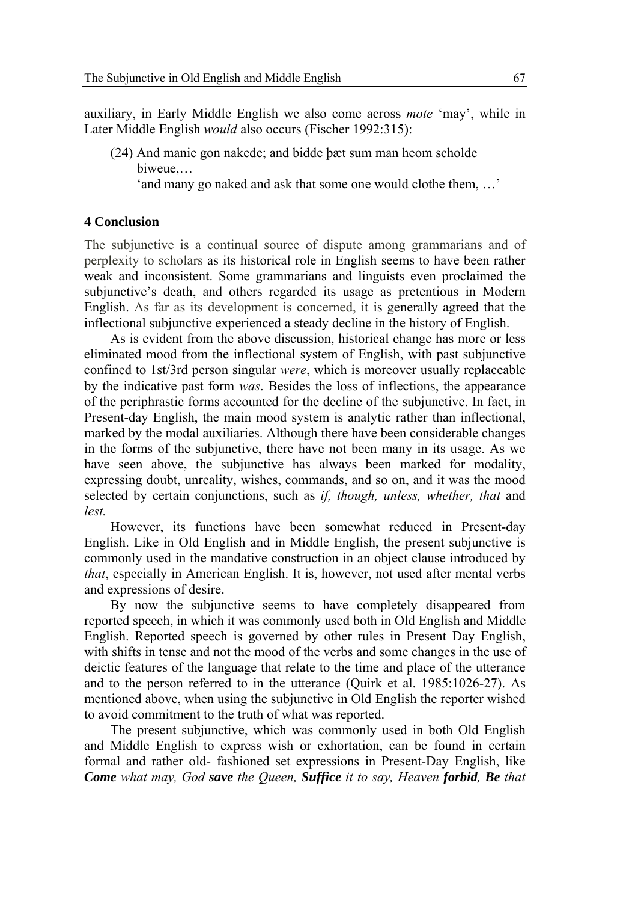auxiliary, in Early Middle English we also come across *mote* 'may', while in Later Middle English *would* also occurs (Fischer 1992:315):

(24) And manie gon nakede; and bidde þæt sum man heom scholde biweue,…
'and many go naked and ask that some one would clothe them, …'

### 4 Conclusion

The subjunctive is a continual source of dispute among grammarians and of perplexity to scholars as its historical role in English seems to have been rather weak and inconsistent. Some grammarians and linguists even proclaimed the subjunctive's death, and others regarded its usage as pretentious in Modern English. As far as its development is concerned, it is generally agreed that the inflectional subjunctive experienced a steady decline in the history of English.

As is evident from the above discussion, historical change has more or less eliminated mood from the inflectional system of English, with past subjunctive confined to 1st/3rd person singular *were*, which is moreover usually replaceable by the indicative past form *was*. Besides the loss of inflections, the appearance of the periphrastic forms accounted for the decline of the subjunctive. In fact, in Present-day English, the main mood system is analytic rather than inflectional, marked by the modal auxiliaries. Although there have been considerable changes in the forms of the subjunctive, there have not been many in its usage. As we have seen above, the subjunctive has always been marked for modality, expressing doubt, unreality, wishes, commands, and so on, and it was the mood selected by certain conjunctions, such as *if, though, unless, whether, that* and *lest.*

However, its functions have been somewhat reduced in Present-day English. Like in Old English and in Middle English, the present subjunctive is commonly used in the mandative construction in an object clause introduced by *that*, especially in American English. It is, however, not used after mental verbs and expressions of desire.

By now the subjunctive seems to have completely disappeared from reported speech, in which it was commonly used both in Old English and Middle English. Reported speech is governed by other rules in Present Day English, with shifts in tense and not the mood of the verbs and some changes in the use of deictic features of the language that relate to the time and place of the utterance and to the person referred to in the utterance (Quirk et al. 1985:1026-27). As mentioned above, when using the subjunctive in Old English the reporter wished to avoid commitment to the truth of what was reported.

The present subjunctive, which was commonly used in both Old English and Middle English to express wish or exhortation, can be found in certain formal and rather old- fashioned set expressions in Present-Day English, like ***Come*** *what may, God* ***save*** *the Queen,* ***Suffice*** *it to say, Heaven* ***forbid***, ***Be*** *that*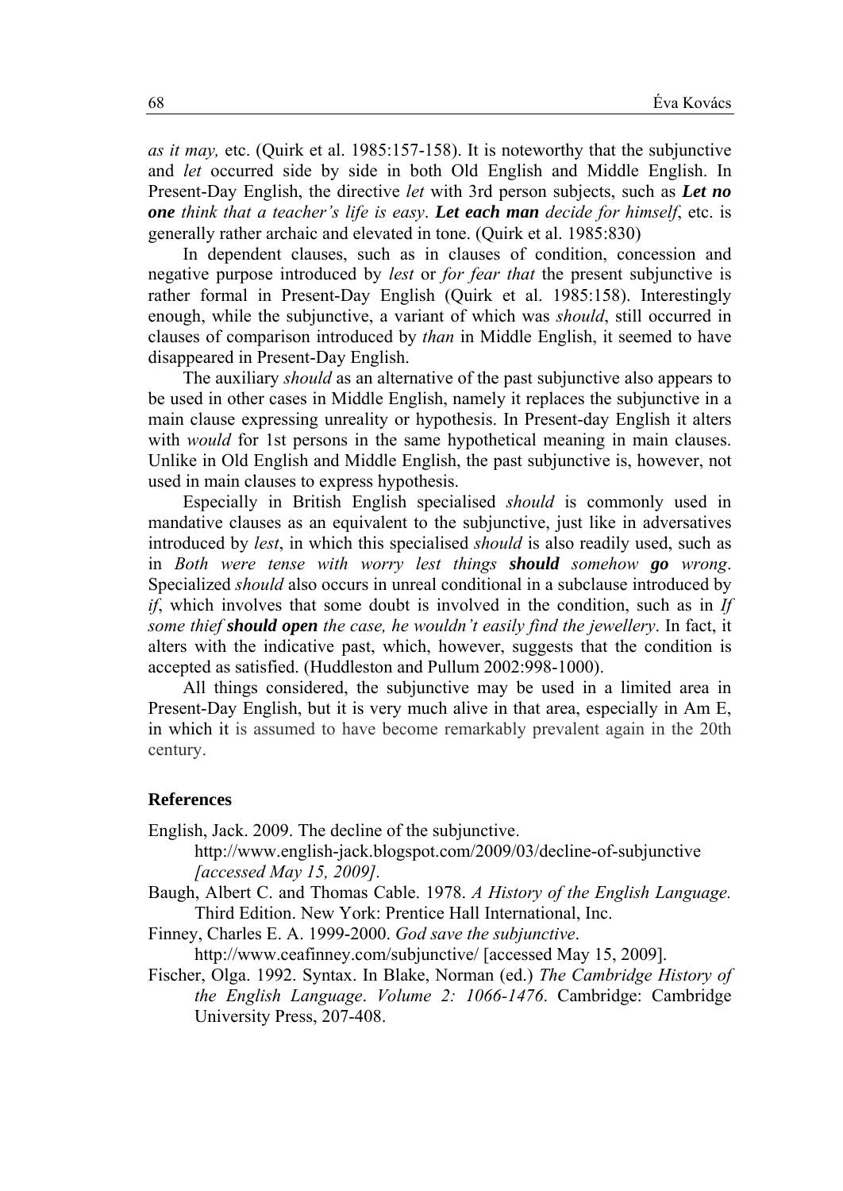*as it may,* etc. (Quirk et al. 1985:157-158). It is noteworthy that the subjunctive and *let* occurred side by side in both Old English and Middle English. In Present-Day English, the directive *let* with 3rd person subjects, such as ***Let no one*** *think that a teacher's life is easy*. ***Let each man*** *decide for himself*, etc. is generally rather archaic and elevated in tone. (Quirk et al. 1985:830)

In dependent clauses, such as in clauses of condition, concession and negative purpose introduced by *lest* or *for fear that* the present subjunctive is rather formal in Present-Day English (Quirk et al. 1985:158). Interestingly enough, while the subjunctive, a variant of which was *should*, still occurred in clauses of comparison introduced by *than* in Middle English, it seemed to have disappeared in Present-Day English.

The auxiliary *should* as an alternative of the past subjunctive also appears to be used in other cases in Middle English, namely it replaces the subjunctive in a main clause expressing unreality or hypothesis. In Present-day English it alters with *would* for 1st persons in the same hypothetical meaning in main clauses. Unlike in Old English and Middle English, the past subjunctive is, however, not used in main clauses to express hypothesis.

Especially in British English specialised *should* is commonly used in mandative clauses as an equivalent to the subjunctive, just like in adversatives introduced by *lest*, in which this specialised *should* is also readily used, such as in *Both were tense with worry lest things* ***should*** *somehow* ***go*** *wrong*. Specialized *should* also occurs in unreal conditional in a subclause introduced by *if*, which involves that some doubt is involved in the condition, such as in *If some thief* ***should open*** *the case, he wouldn't easily find the jewellery*. In fact, it alters with the indicative past, which, however, suggests that the condition is accepted as satisfied. (Huddleston and Pullum 2002:998-1000).

All things considered, the subjunctive may be used in a limited area in Present-Day English, but it is very much alive in that area, especially in Am E, in which it is assumed to have become remarkably prevalent again in the 20th century.

## References

English, Jack. 2009. The decline of the subjunctive. http://www.english-jack.blogspot.com/2009/03/decline-of-subjunctive *[accessed May 15, 2009].*

Baugh, Albert C. and Thomas Cable. 1978. *A History of the English Language.* Third Edition. New York: Prentice Hall International, Inc.

Finney, Charles E. A. 1999-2000. *God save the subjunctive*. http://www.ceafinney.com/subjunctive/ [accessed May 15, 2009].

Fischer, Olga. 1992. Syntax. In Blake, Norman (ed.) *The Cambridge History of the English Language*. *Volume 2: 1066-1476*. Cambridge: Cambridge University Press, 207-408.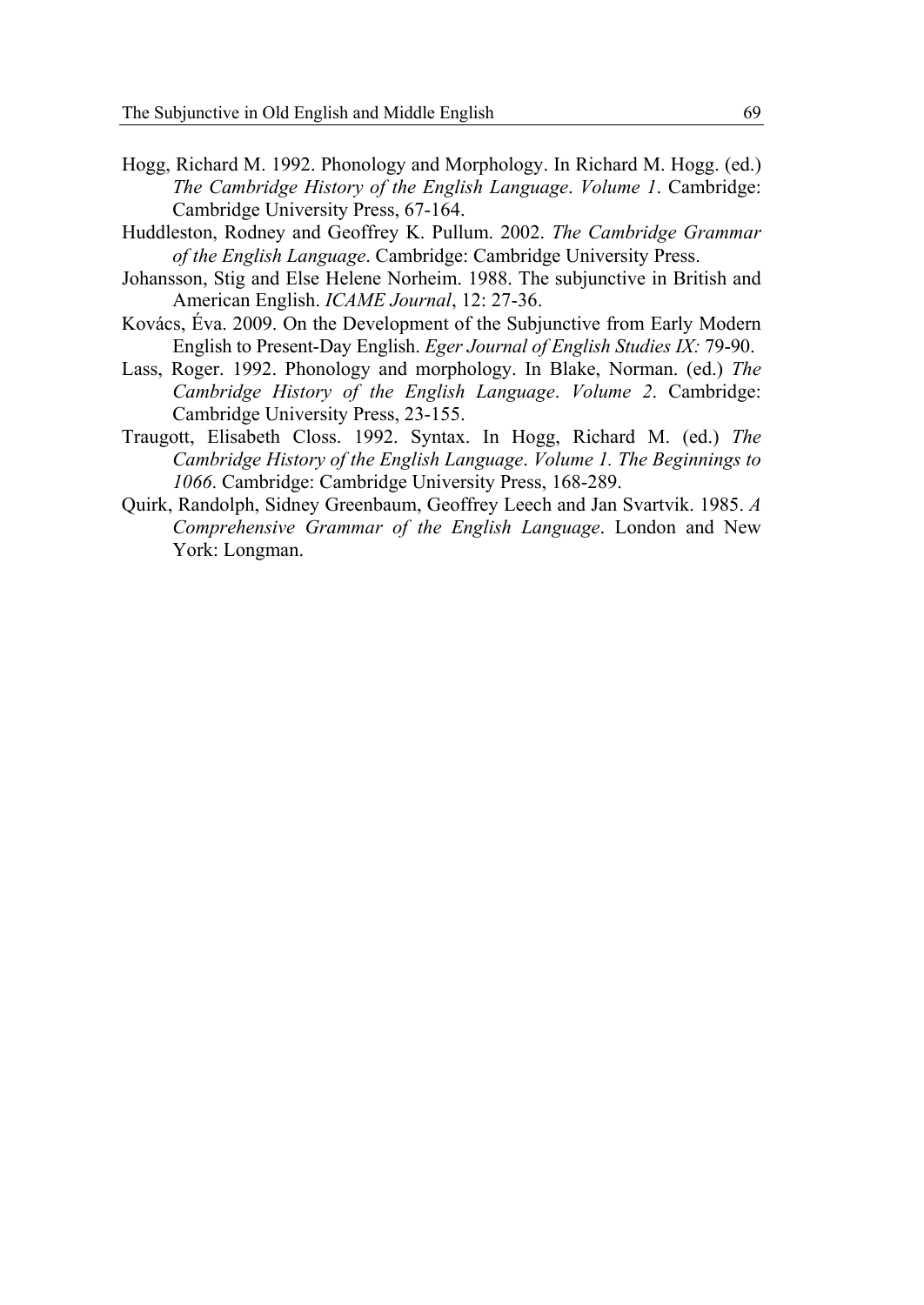Hogg, Richard M. 1992. Phonology and Morphology. In Richard M. Hogg. (ed.) *The Cambridge History of the English Language*. *Volume 1*. Cambridge: Cambridge University Press, 67-164.

Huddleston, Rodney and Geoffrey K. Pullum. 2002. *The Cambridge Grammar of the English Language*. Cambridge: Cambridge University Press.

Johansson, Stig and Else Helene Norheim. 1988. The subjunctive in British and American English. *ICAME Journal*, 12: 27-36.

Kovács, Éva. 2009. On the Development of the Subjunctive from Early Modern English to Present-Day English. *Eger Journal of English Studies IX:* 79-90.

Lass, Roger. 1992. Phonology and morphology. In Blake, Norman. (ed.) *The Cambridge History of the English Language*. *Volume 2*. Cambridge: Cambridge University Press, 23-155.

Traugott, Elisabeth Closs. 1992. Syntax. In Hogg, Richard M. (ed.) *The Cambridge History of the English Language*. *Volume 1. The Beginnings to 1066*. Cambridge: Cambridge University Press, 168-289.

Quirk, Randolph, Sidney Greenbaum, Geoffrey Leech and Jan Svartvik. 1985. *A Comprehensive Grammar of the English Language*. London and New York: Longman.